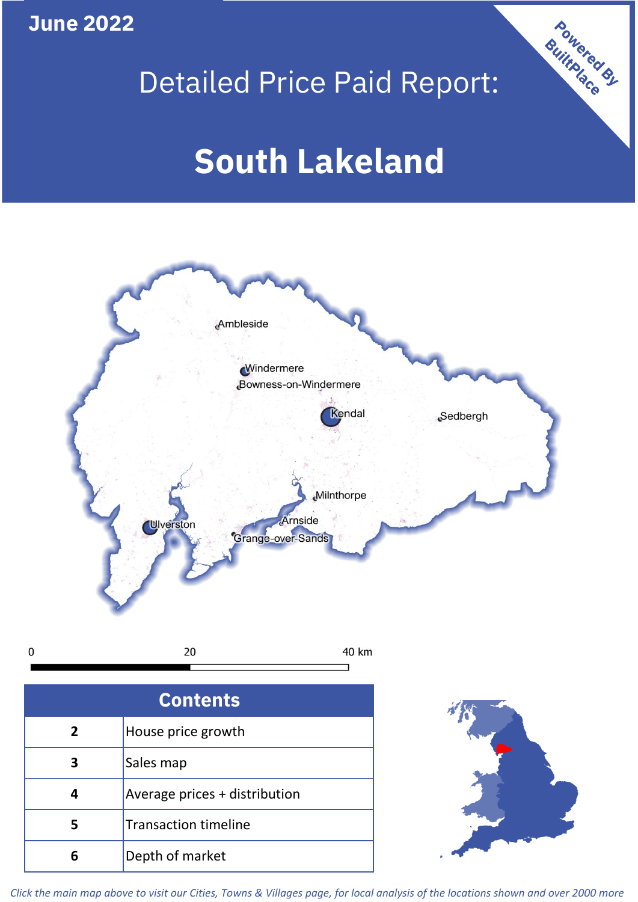June 2022

# Detailed Price Paid Report:

# South Lakeland

Powered By BuiltPlace

Ambleside
Windermere
Bowness-on-Windermere
Kendal
Sedbergh
Milnthorpe
Arnside
Ulverston
Grange-over-Sands

0 20 40 km

| Contents | |
|---|---|
| 2 | House price growth |
| 3 | Sales map |
| 4 | Average prices + distribution |
| 5 | Transaction timeline |
| 6 | Depth of market |

*Click the main map above to visit our Cities, Towns & Villages page, for local analysis of the locations shown and over 2000 more*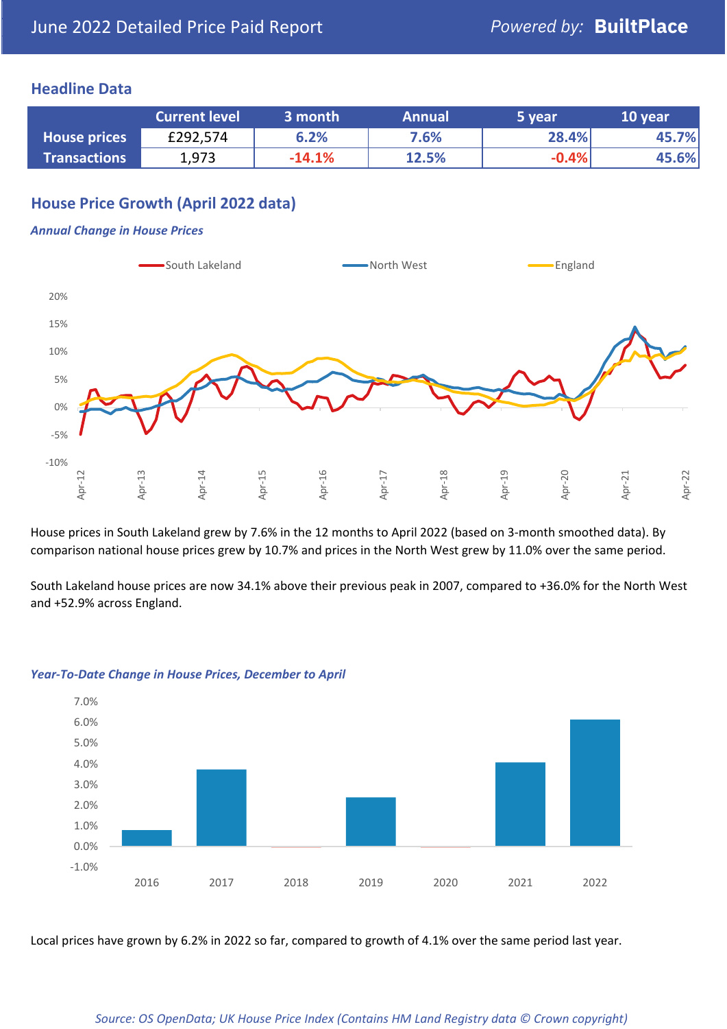# June 2022 Detailed Price Paid Report

*Powered by:* **BuiltPlace**

## Headline Data

| | Current level | 3 month | Annual | 5 year | 10 year |
|---|---|---|---|---|---|
| **House prices** | £292,574 | 6.2% | 7.6% | 28.4% | 45.7% |
| **Transactions** | 1,973 | -14.1% | 12.5% | -0.4% | 45.6% |

## House Price Growth (April 2022 data)

### *Annual Change in House Prices*

House prices in South Lakeland grew by 7.6% in the 12 months to April 2022 (based on 3-month smoothed data). By comparison national house prices grew by 10.7% and prices in the North West grew by 11.0% over the same period.

South Lakeland house prices are now 34.1% above their previous peak in 2007, compared to +36.0% for the North West and +52.9% across England.

### *Year-To-Date Change in House Prices, December to April*

Local prices have grown by 6.2% in 2022 so far, compared to growth of 4.1% over the same period last year.

*Source: OS OpenData; UK House Price Index (Contains HM Land Registry data © Crown copyright)*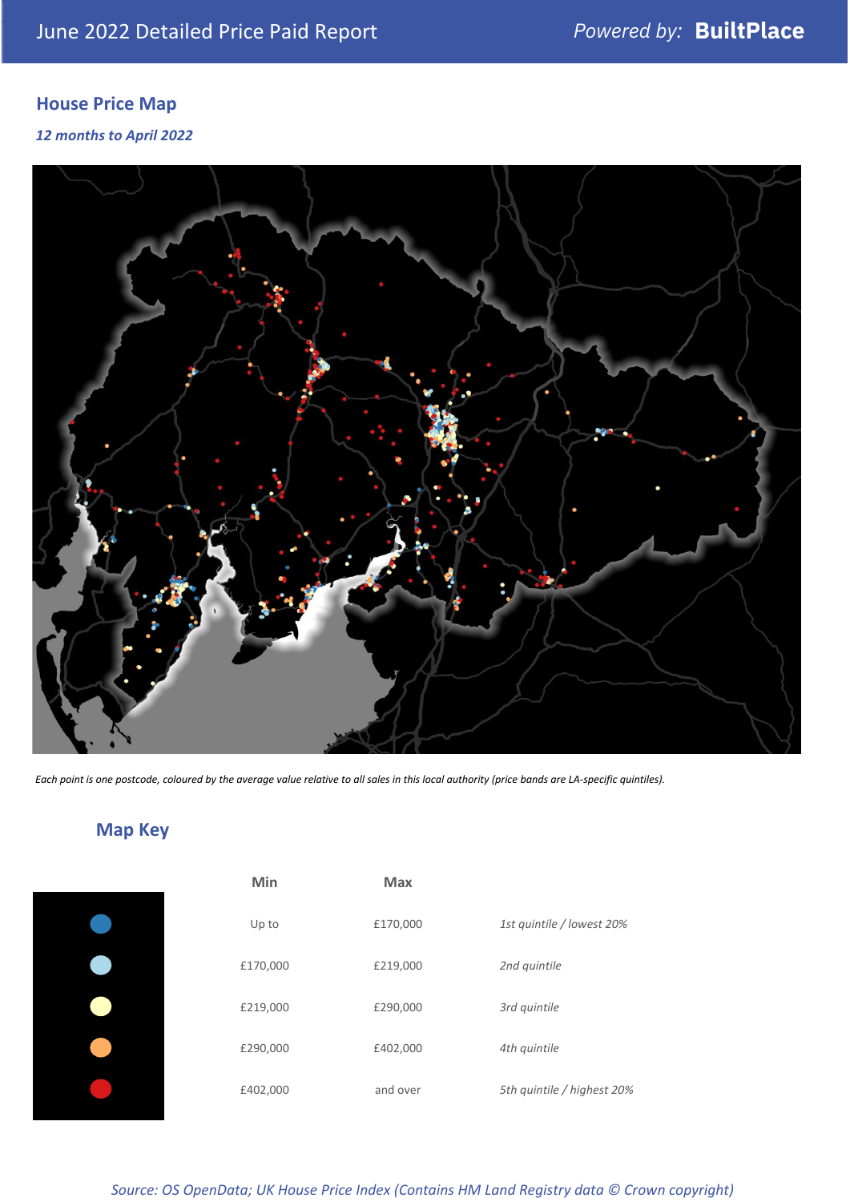June 2022 Detailed Price Paid Report

Powered by: **BuiltPlace**

## House Price Map

*12 months to April 2022*

*Each point is one postcode, coloured by the average value relative to all sales in this local authority (price bands are LA-specific quintiles).*

## Map Key

| Min | Max | |
|---|---|---|
| Up to | £170,000 | *1st quintile / lowest 20%* |
| £170,000 | £219,000 | *2nd quintile* |
| £219,000 | £290,000 | *3rd quintile* |
| £290,000 | £402,000 | *4th quintile* |
| £402,000 | and over | *5th quintile / highest 20%* |

*Source: OS OpenData; UK House Price Index (Contains HM Land Registry data © Crown copyright)*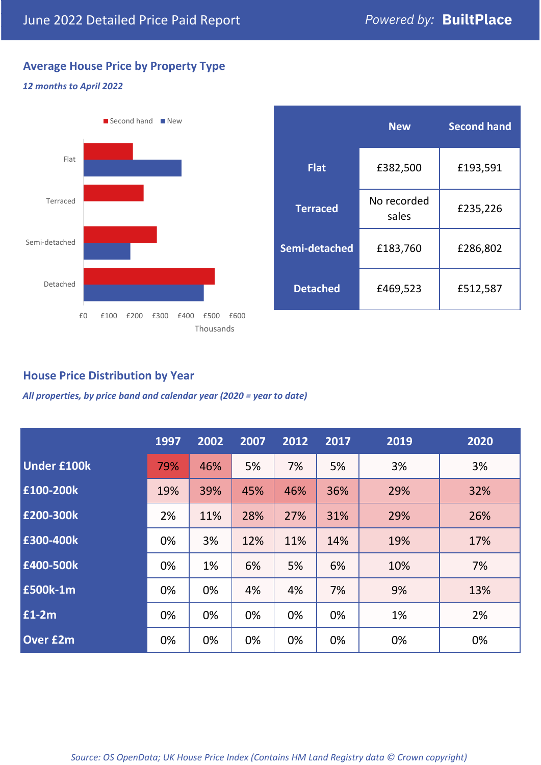June 2022 Detailed Price Paid Report — Powered by: **BuiltPlace**

## Average House Price by Property Type

*12 months to April 2022*

| | New | Second hand |
|---|---|---|
| **Flat** | £382,500 | £193,591 |
| **Terraced** | No recorded sales | £235,226 |
| **Semi-detached** | £183,760 | £286,802 |
| **Detached** | £469,523 | £512,587 |

## House Price Distribution by Year

*All properties, by price band and calendar year (2020 = year to date)*

| | 1997 | 2002 | 2007 | 2012 | 2017 | 2019 | 2020 |
|---|---|---|---|---|---|---|---|
| **Under £100k** | 79% | 46% | 5% | 7% | 5% | 3% | 3% |
| **£100-200k** | 19% | 39% | 45% | 46% | 36% | 29% | 32% |
| **£200-300k** | 2% | 11% | 28% | 27% | 31% | 29% | 26% |
| **£300-400k** | 0% | 3% | 12% | 11% | 14% | 19% | 17% |
| **£400-500k** | 0% | 1% | 6% | 5% | 6% | 10% | 7% |
| **£500k-1m** | 0% | 0% | 4% | 4% | 7% | 9% | 13% |
| **£1-2m** | 0% | 0% | 0% | 0% | 0% | 1% | 2% |
| **Over £2m** | 0% | 0% | 0% | 0% | 0% | 0% | 0% |

*Source: OS OpenData; UK House Price Index (Contains HM Land Registry data © Crown copyright)*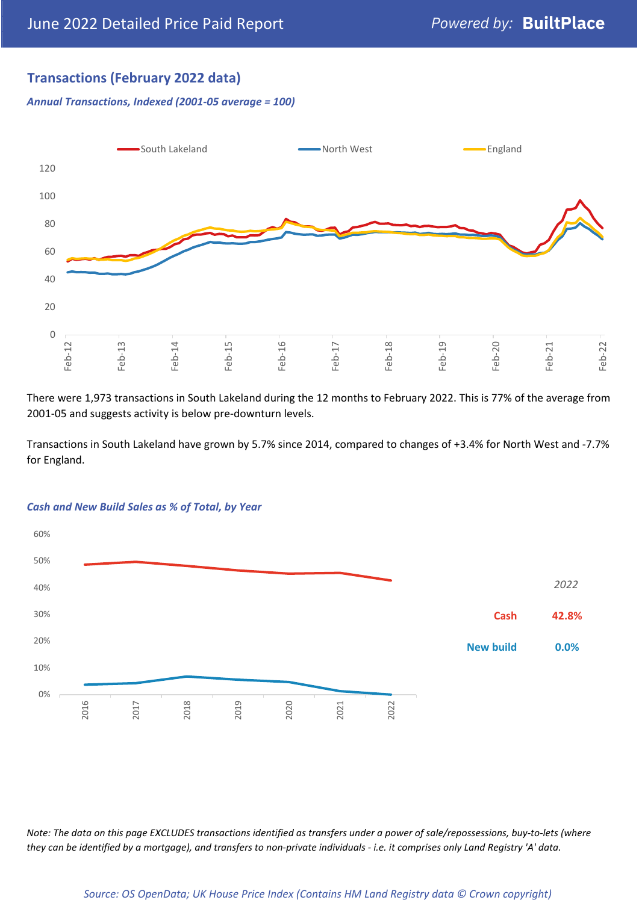## Transactions (February 2022 data)

*Annual Transactions, Indexed (2001-05 average = 100)*

There were 1,973 transactions in South Lakeland during the 12 months to February 2022. This is 77% of the average from 2001-05 and suggests activity is below pre-downturn levels.

Transactions in South Lakeland have grown by 5.7% since 2014, compared to changes of +3.4% for North West and -7.7% for England.

*Cash and New Build Sales as % of Total, by Year*

| 2022 | |
|---|---|
| Cash | 42.8% |
| New build | 0.0% |

*Note: The data on this page EXCLUDES transactions identified as transfers under a power of sale/repossessions, buy-to-lets (where they can be identified by a mortgage), and transfers to non-private individuals - i.e. it comprises only Land Registry 'A' data.*

*Source: OS OpenData; UK House Price Index (Contains HM Land Registry data © Crown copyright)*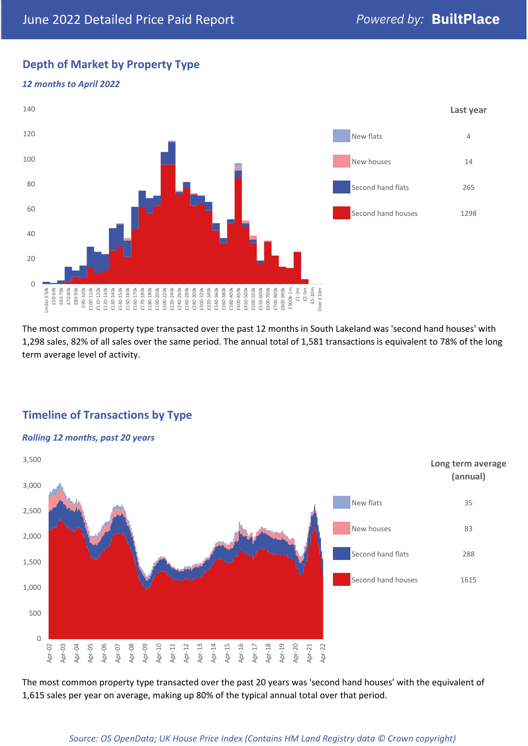June 2022 Detailed Price Paid Report

*Powered by:* **BuiltPlace**

## Depth of Market by Property Type

*12 months to April 2022*

140
120
100
80
60
40
20
0

Under £50k, £50-60k, £60-70k, £70-80k, £80-90k, £90-100k, £100-110k, £110-120k, £120-130k, £130-140k, £140-150k, £150-160k, £160-170k, £170-180k, £180-190k, £190-200k, £200-220k, £220-240k, £240-260k, £260-280k, £280-300k, £300-320k, £320-340k, £340-360k, £360-380k, £380-400k, £400-450k, £450-500k, £500-550k, £550-600k, £600-700k, £700-800k, £800-900k, £900k-1m, £1-2m, £2-5m, £5-10m, Over £10m

Last year

New flats 4

New houses 14

Second hand flats 265

Second hand houses 1298

The most common property type transacted over the past 12 months in South Lakeland was 'second hand houses' with 1,298 sales, 82% of all sales over the same period. The annual total of 1,581 transactions is equivalent to 78% of the long term average level of activity.

## Timeline of Transactions by Type

*Rolling 12 months, past 20 years*

3,500
3,000
2,500
2,000
1,500
1,000
500
0

Apr-02, Apr-03, Apr-04, Apr-05, Apr-06, Apr-07, Apr-08, Apr-09, Apr-10, Apr-11, Apr-12, Apr-13, Apr-14, Apr-15, Apr-16, Apr-17, Apr-18, Apr-19, Apr-20, Apr-21, Apr-22

Long term average (annual)

New flats 35

New houses 83

Second hand flats 288

Second hand houses 1615

The most common property type transacted over the past 20 years was 'second hand houses' with the equivalent of 1,615 sales per year on average, making up 80% of the typical annual total over that period.

*Source: OS OpenData; UK House Price Index (Contains HM Land Registry data © Crown copyright)*